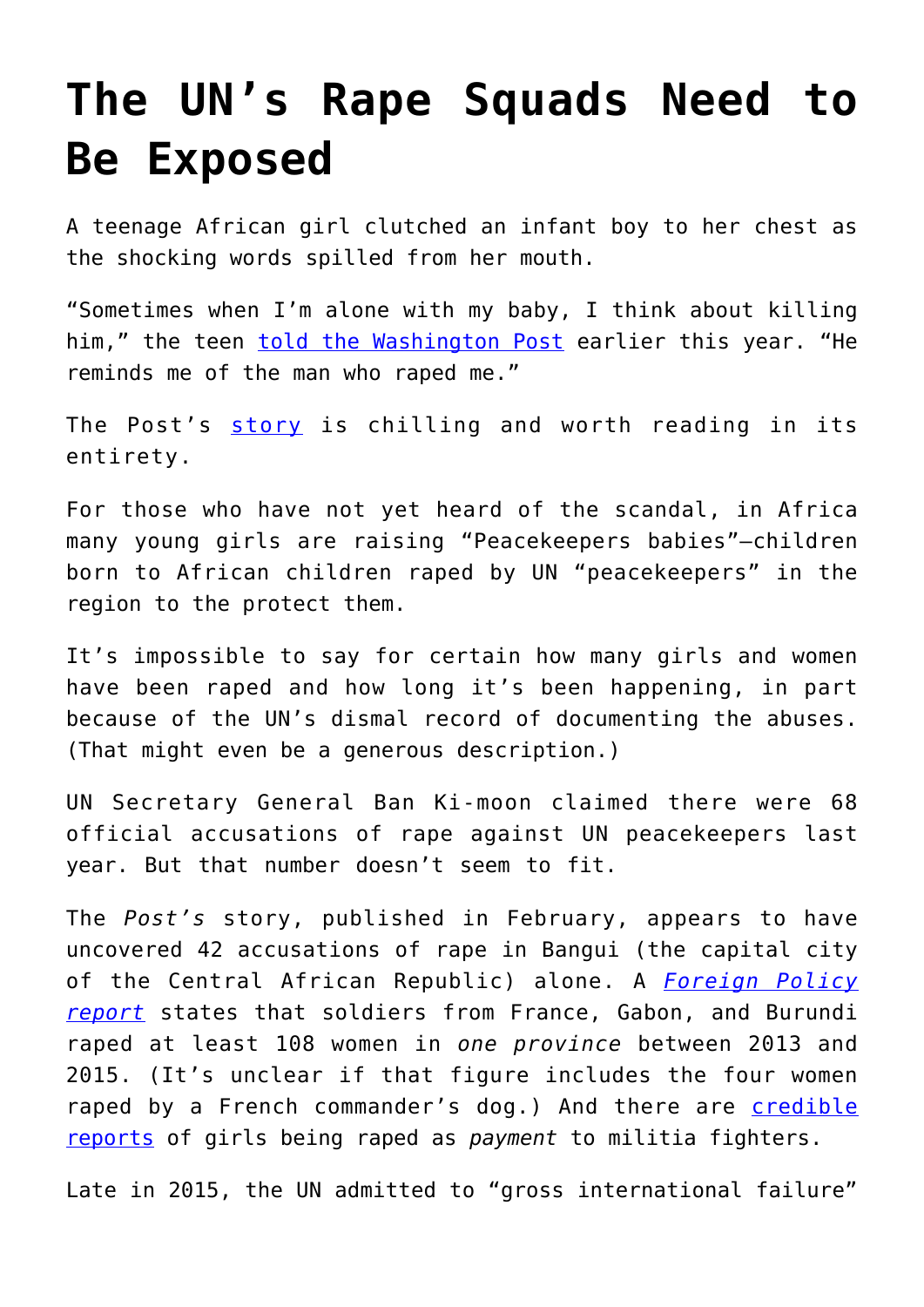# The UN's Rape Squads Need to Be Exposed

A teenage African girl clutched an infant boy to her chest as the shocking words spilled from her mouth.

"Sometimes when I'm alone with my baby, I think about killing him," the teen [told the Washington Post](https://www.washingtonpost.com) earlier this year. "He reminds me of the man who raped me."

The Post's [story](https://www.washingtonpost.com) is chilling and worth reading in its entirety.

For those who have not yet heard of the scandal, in Africa many young girls are raising "Peacekeepers babies"—children born to African children raped by UN "peacekeepers" in the region to the protect them.

It's impossible to say for certain how many girls and women have been raped and how long it's been happening, in part because of the UN's dismal record of documenting the abuses. (That might even be a generous description.)

UN Secretary General Ban Ki-moon claimed there were 68 official accusations of rape against UN peacekeepers last year. But that number doesn't seem to fit.

The *Post's* story, published in February, appears to have uncovered 42 accusations of rape in Bangui (the capital city of the Central African Republic) alone. A *[Foreign Policy report](https://foreignpolicy.com)* states that soldiers from France, Gabon, and Burundi raped at least 108 women in *one province* between 2013 and 2015. (It's unclear if that figure includes the four women raped by a French commander's dog.) And there are [credible reports](#) of girls being raped as *payment* to militia fighters.

Late in 2015, the UN admitted to "gross international failure"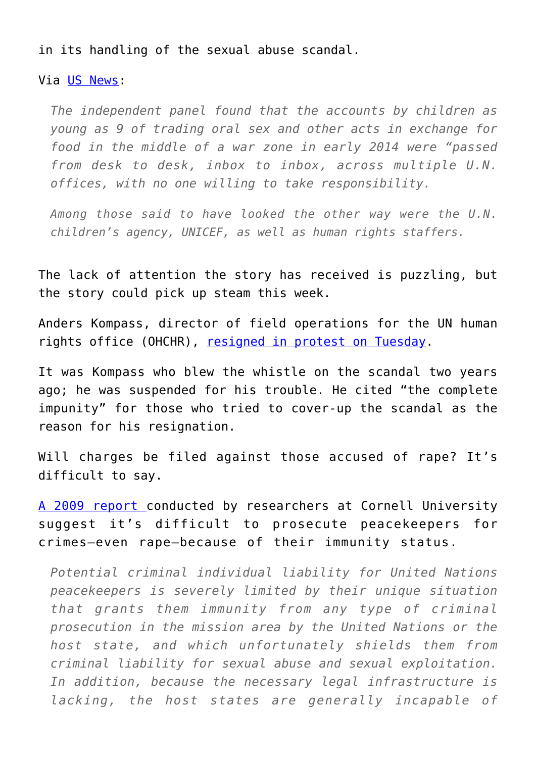in its handling of the sexual abuse scandal.

Via US News:

> *The independent panel found that the accounts by children as young as 9 of trading oral sex and other acts in exchange for food in the middle of a war zone in early 2014 were "passed from desk to desk, inbox to inbox, across multiple U.N. offices, with no one willing to take responsibility.*
>
> *Among those said to have looked the other way were the U.N. children's agency, UNICEF, as well as human rights staffers.*

The lack of attention the story has received is puzzling, but the story could pick up steam this week.

Anders Kompass, director of field operations for the UN human rights office (OHCHR), resigned in protest on Tuesday.

It was Kompass who blew the whistle on the scandal two years ago; he was suspended for his trouble. He cited "the complete impunity" for those who tried to cover-up the scandal as the reason for his resignation.

Will charges be filed against those accused of rape? It's difficult to say.

A 2009 report conducted by researchers at Cornell University suggest it's difficult to prosecute peacekeepers for crimes—even rape—because of their immunity status.

> *Potential criminal individual liability for United Nations peacekeepers is severely limited by their unique situation that grants them immunity from any type of criminal prosecution in the mission area by the United Nations or the host state, and which unfortunately shields them from criminal liability for sexual abuse and sexual exploitation. In addition, because the necessary legal infrastructure is lacking, the host states are generally incapable of*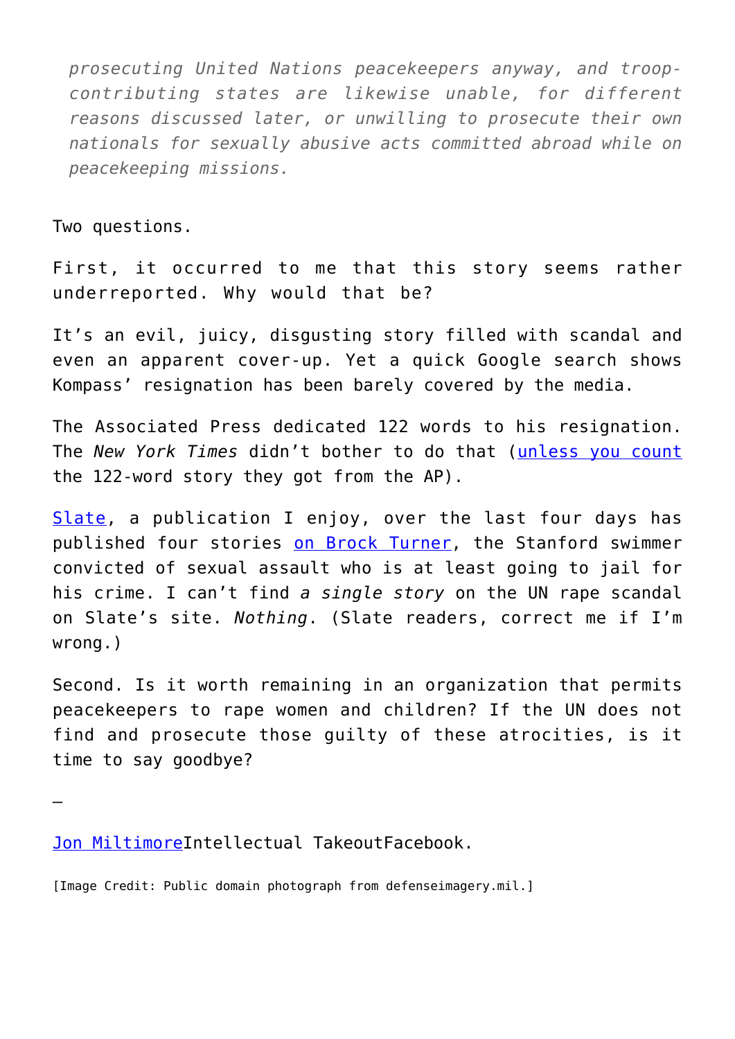> *prosecuting United Nations peacekeepers anyway, and troop-contributing states are likewise unable, for different reasons discussed later, or unwilling to prosecute their own nationals for sexually abusive acts committed abroad while on peacekeeping missions.*

Two questions.

First, it occurred to me that this story seems rather underreported. Why would that be?

It's an evil, juicy, disgusting story filled with scandal and even an apparent cover-up. Yet a quick Google search shows Kompass' resignation has been barely covered by the media.

The Associated Press dedicated 122 words to his resignation. The *New York Times* didn't bother to do that (unless you count the 122-word story they got from the AP).

Slate, a publication I enjoy, over the last four days has published four stories on Brock Turner, the Stanford swimmer convicted of sexual assault who is at least going to jail for his crime. I can't find *a single story* on the UN rape scandal on Slate's site. *Nothing*. (Slate readers, correct me if I'm wrong.)

Second. Is it worth remaining in an organization that permits peacekeepers to rape women and children? If the UN does not find and prosecute those guilty of these atrocities, is it time to say goodbye?

—

Jon MiltimoreIntellectual TakeoutFacebook.

[Image Credit: Public domain photograph from defenseimagery.mil.]